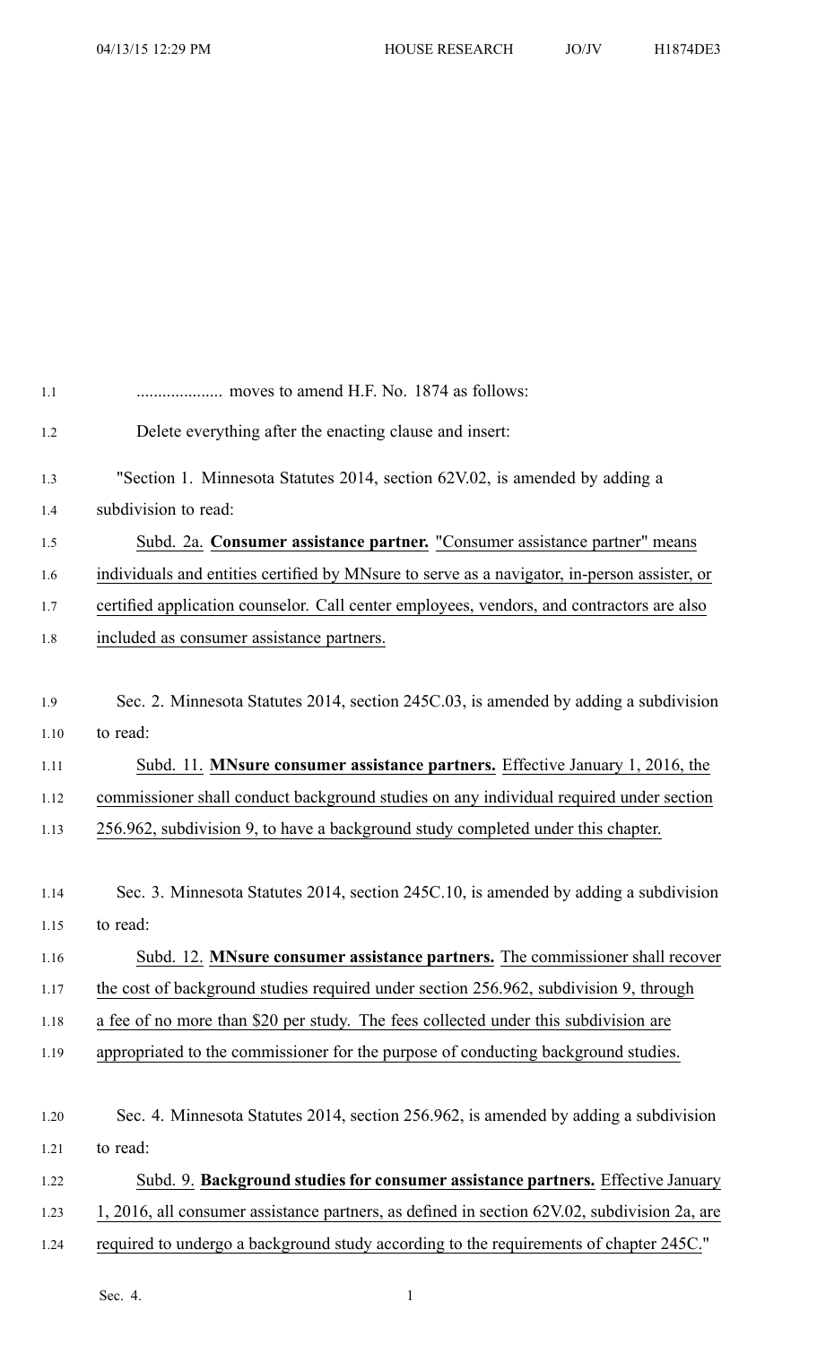.................... moves to amend H.F. No. 1874 as follows:

Delete everything after the enacting clause and insert:

"Section 1. Minnesota Statutes 2014, section 62V.02, is amended by adding a subdivision to read:

Subd. 2a. **Consumer assistance partner.** "Consumer assistance partner" means individuals and entities certified by MNsure to serve as a navigator, in-person assister, or certified application counselor. Call center employees, vendors, and contractors are also included as consumer assistance partners.

Sec. 2. Minnesota Statutes 2014, section 245C.03, is amended by adding a subdivision to read:

Subd. 11. **MNsure consumer assistance partners.** Effective January 1, 2016, the commissioner shall conduct background studies on any individual required under section 256.962, subdivision 9, to have a background study completed under this chapter.

Sec. 3. Minnesota Statutes 2014, section 245C.10, is amended by adding a subdivision to read:

Subd. 12. **MNsure consumer assistance partners.** The commissioner shall recover the cost of background studies required under section 256.962, subdivision 9, through a fee of no more than $20 per study. The fees collected under this subdivision are appropriated to the commissioner for the purpose of conducting background studies.

Sec. 4. Minnesota Statutes 2014, section 256.962, is amended by adding a subdivision to read:

Subd. 9. **Background studies for consumer assistance partners.** Effective January 1, 2016, all consumer assistance partners, as defined in section 62V.02, subdivision 2a, are required to undergo a background study according to the requirements of chapter 245C."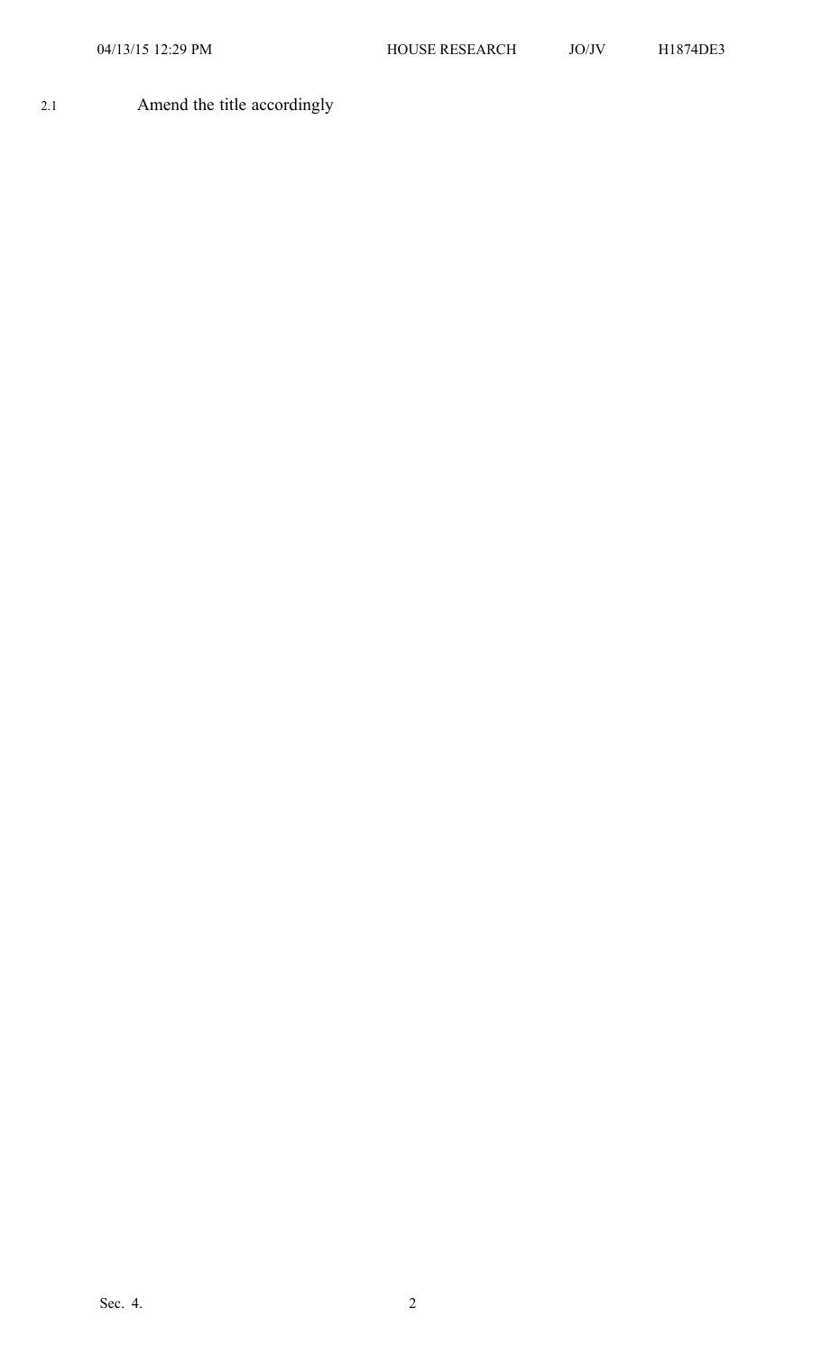Amend the title accordingly